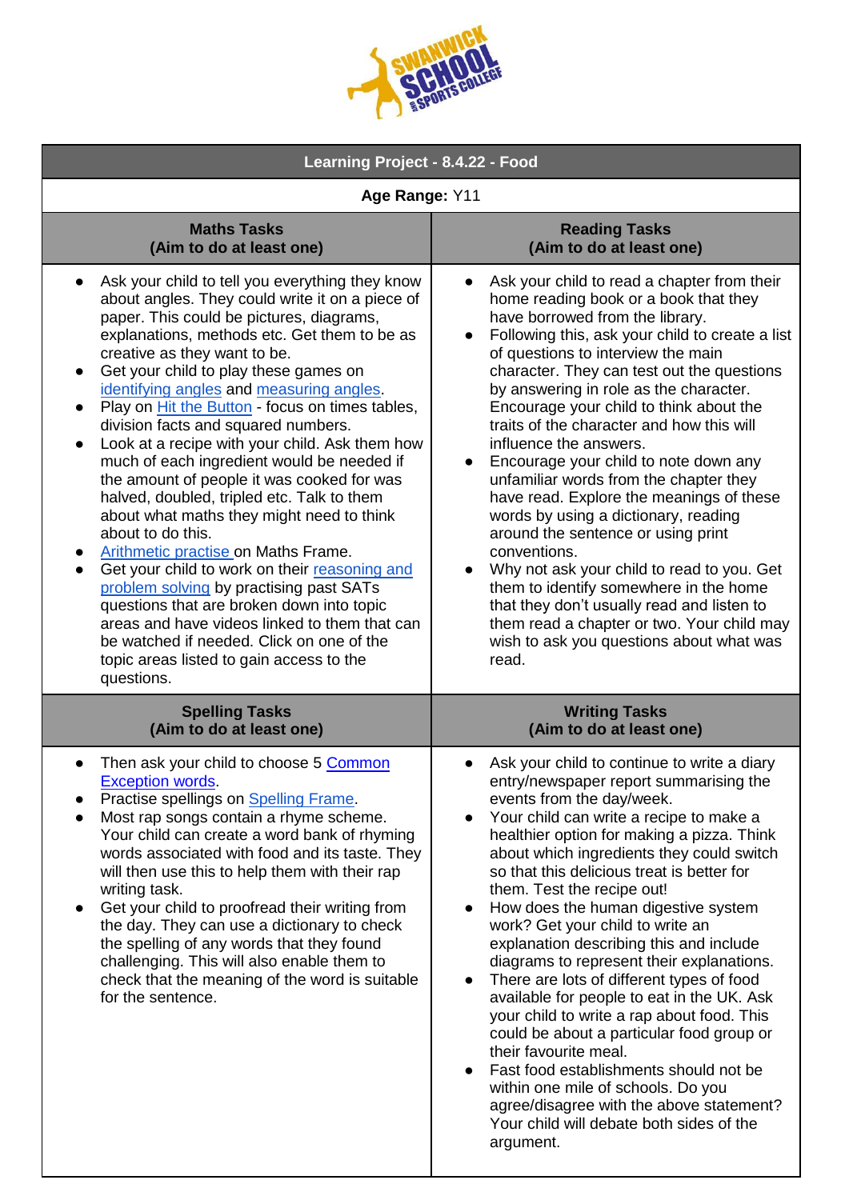# Learning Project - 8.4.22 - Food

**Age Range:** Y11

## Maths Tasks (Aim to do at least one)

- Ask your child to tell you everything they know about angles. They could write it on a piece of paper. This could be pictures, diagrams, explanations, methods etc. Get them to be as creative as they want to be.
- Get your child to play these games on identifying angles and measuring angles.
- Play on Hit the Button - focus on times tables, division facts and squared numbers.
- Look at a recipe with your child. Ask them how much of each ingredient would be needed if the amount of people it was cooked for was halved, doubled, tripled etc. Talk to them about what maths they might need to think about to do this.
- Arithmetic practise on Maths Frame.
- Get your child to work on their reasoning and problem solving by practising past SATs questions that are broken down into topic areas and have videos linked to them that can be watched if needed. Click on one of the topic areas listed to gain access to the questions.

## Reading Tasks (Aim to do at least one)

- Ask your child to read a chapter from their home reading book or a book that they have borrowed from the library.
- Following this, ask your child to create a list of questions to interview the main character. They can test out the questions by answering in role as the character. Encourage your child to think about the traits of the character and how this will influence the answers.
- Encourage your child to note down any unfamiliar words from the chapter they have read. Explore the meanings of these words by using a dictionary, reading around the sentence or using print conventions.
- Why not ask your child to read to you. Get them to identify somewhere in the home that they don't usually read and listen to them read a chapter or two. Your child may wish to ask you questions about what was read.

## Spelling Tasks (Aim to do at least one)

- Then ask your child to choose 5 Common Exception words.
- Practise spellings on Spelling Frame.
- Most rap songs contain a rhyme scheme. Your child can create a word bank of rhyming words associated with food and its taste. They will then use this to help them with their rap writing task.
- Get your child to proofread their writing from the day. They can use a dictionary to check the spelling of any words that they found challenging. This will also enable them to check that the meaning of the word is suitable for the sentence.

## Writing Tasks (Aim to do at least one)

- Ask your child to continue to write a diary entry/newspaper report summarising the events from the day/week.
- Your child can write a recipe to make a healthier option for making a pizza. Think about which ingredients they could switch so that this delicious treat is better for them. Test the recipe out!
- How does the human digestive system work? Get your child to write an explanation describing this and include diagrams to represent their explanations.
- There are lots of different types of food available for people to eat in the UK. Ask your child to write a rap about food. This could be about a particular food group or their favourite meal.
- Fast food establishments should not be within one mile of schools. Do you agree/disagree with the above statement? Your child will debate both sides of the argument.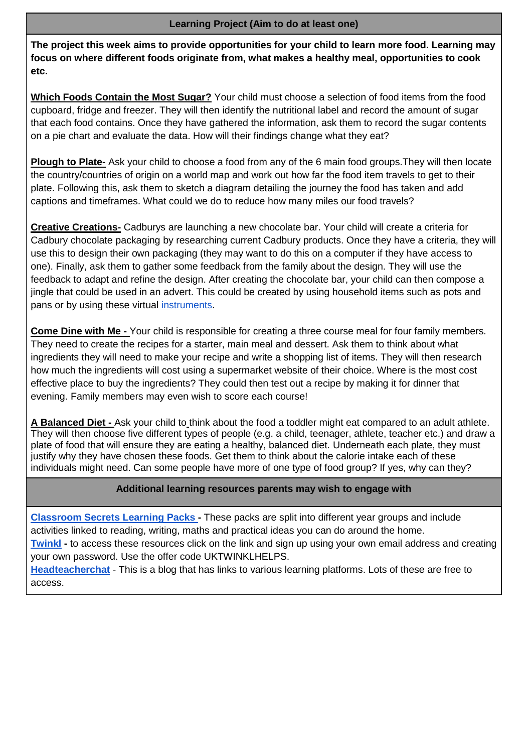## Learning Project (Aim to do at least one)

**The project this week aims to provide opportunities for your child to learn more food. Learning may focus on where different foods originate from, what makes a healthy meal, opportunities to cook etc.**

**Which Foods Contain the Most Sugar?** Your child must choose a selection of food items from the food cupboard, fridge and freezer. They will then identify the nutritional label and record the amount of sugar that each food contains. Once they have gathered the information, ask them to record the sugar contents on a pie chart and evaluate the data. How will their findings change what they eat?

**Plough to Plate-** Ask your child to choose a food from any of the 6 main food groups.They will then locate the country/countries of origin on a world map and work out how far the food item travels to get to their plate. Following this, ask them to sketch a diagram detailing the journey the food has taken and add captions and timeframes. What could we do to reduce how many miles our food travels?

**Creative Creations-** Cadburys are launching a new chocolate bar. Your child will create a criteria for Cadbury chocolate packaging by researching current Cadbury products. Once they have a criteria, they will use this to design their own packaging (they may want to do this on a computer if they have access to one). Finally, ask them to gather some feedback from the family about the design. They will use the feedback to adapt and refine the design. After creating the chocolate bar, your child can then compose a jingle that could be used in an advert. This could be created by using household items such as pots and pans or by using these virtual instruments.

**Come Dine with Me -** Your child is responsible for creating a three course meal for four family members. They need to create the recipes for a starter, main meal and dessert. Ask them to think about what ingredients they will need to make your recipe and write a shopping list of items. They will then research how much the ingredients will cost using a supermarket website of their choice. Where is the most cost effective place to buy the ingredients? They could then test out a recipe by making it for dinner that evening. Family members may even wish to score each course!

**A Balanced Diet -** Ask your child to think about the food a toddler might eat compared to an adult athlete. They will then choose five different types of people (e.g. a child, teenager, athlete, teacher etc.) and draw a plate of food that will ensure they are eating a healthy, balanced diet. Underneath each plate, they must justify why they have chosen these foods. Get them to think about the calorie intake each of these individuals might need. Can some people have more of one type of food group? If yes, why can they?

## Additional learning resources parents may wish to engage with

**Classroom Secrets Learning Packs -** These packs are split into different year groups and include activities linked to reading, writing, maths and practical ideas you can do around the home.
**Twinkl -** to access these resources click on the link and sign up using your own email address and creating your own password. Use the offer code UKTWINKLHELPS.
**Headteacherchat** - This is a blog that has links to various learning platforms. Lots of these are free to access.